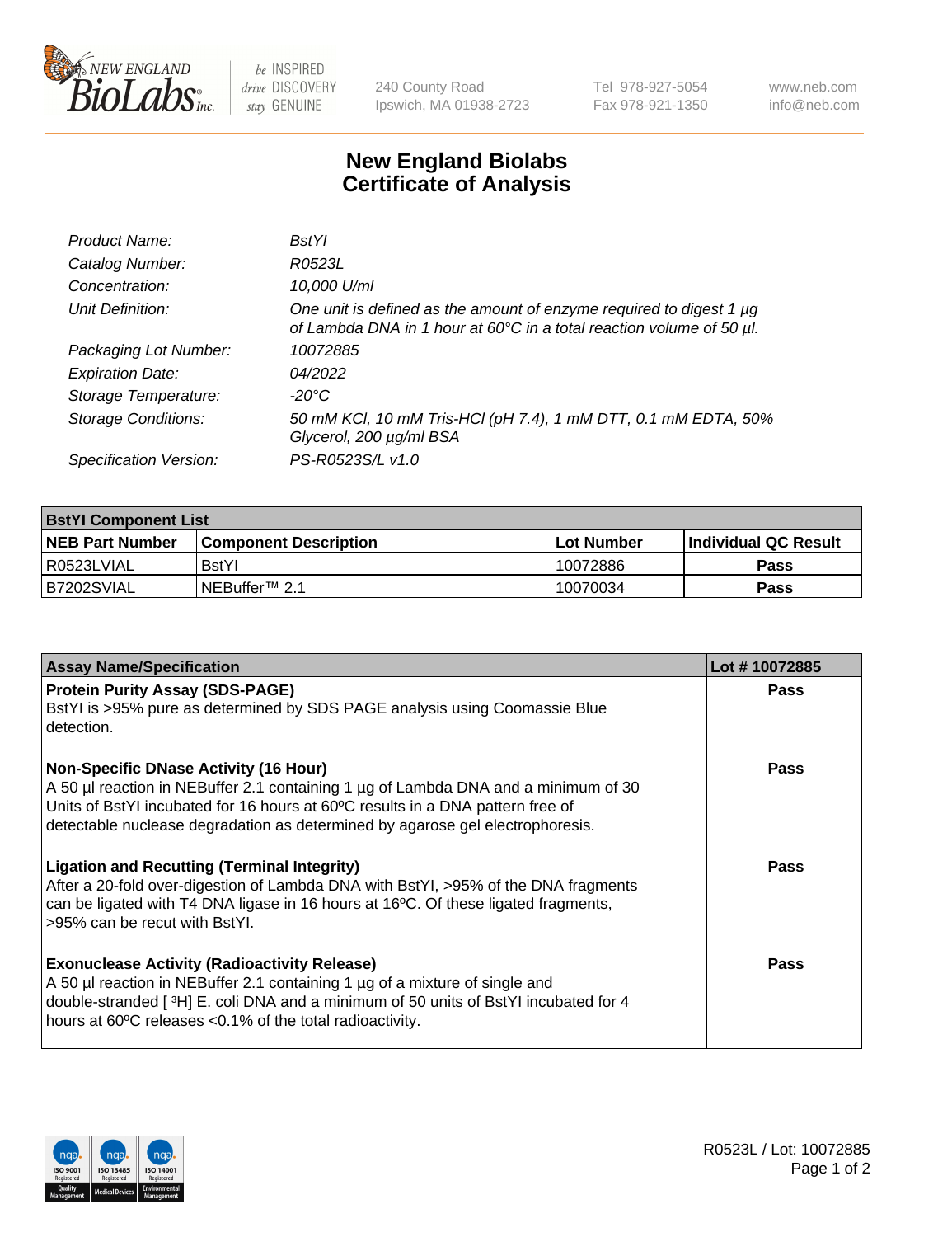# New England Biolabs Certificate of Analysis

| | |
|---|---|
| *Product Name:* | *BstYI* |
| *Catalog Number:* | *R0523L* |
| *Concentration:* | *10,000 U/ml* |
| *Unit Definition:* | *One unit is defined as the amount of enzyme required to digest 1 µg of Lambda DNA in 1 hour at 60°C in a total reaction volume of 50 µl.* |
| *Packaging Lot Number:* | *10072885* |
| *Expiration Date:* | *04/2022* |
| *Storage Temperature:* | *-20°C* |
| *Storage Conditions:* | *50 mM KCl, 10 mM Tris-HCl (pH 7.4), 1 mM DTT, 0.1 mM EDTA, 50% Glycerol, 200 µg/ml BSA* |
| *Specification Version:* | *PS-R0523S/L v1.0* |

| **BstYI Component List** | | | |
|---|---|---|---|
| **NEB Part Number** | **Component Description** | **Lot Number** | **Individual QC Result** |
| R0523LVIAL | BstYI | 10072886 | **Pass** |
| B7202SVIAL | NEBuffer™ 2.1 | 10070034 | **Pass** |

| **Assay Name/Specification** | **Lot # 10072885** |
|---|---|
| **Protein Purity Assay (SDS-PAGE)**<br>BstYI is >95% pure as determined by SDS PAGE analysis using Coomassie Blue detection. | **Pass** |
| **Non-Specific DNase Activity (16 Hour)**<br>A 50 µl reaction in NEBuffer 2.1 containing 1 µg of Lambda DNA and a minimum of 30 Units of BstYI incubated for 16 hours at 60ºC results in a DNA pattern free of detectable nuclease degradation as determined by agarose gel electrophoresis. | **Pass** |
| **Ligation and Recutting (Terminal Integrity)**<br>After a 20-fold over-digestion of Lambda DNA with BstYI, >95% of the DNA fragments can be ligated with T4 DNA ligase in 16 hours at 16ºC. Of these ligated fragments, >95% can be recut with BstYI. | **Pass** |
| **Exonuclease Activity (Radioactivity Release)**<br>A 50 µl reaction in NEBuffer 2.1 containing 1 µg of a mixture of single and double-stranded [ $^{3}$H] E. coli DNA and a minimum of 50 units of BstYI incubated for 4 hours at 60ºC releases <0.1% of the total radioactivity. | **Pass** |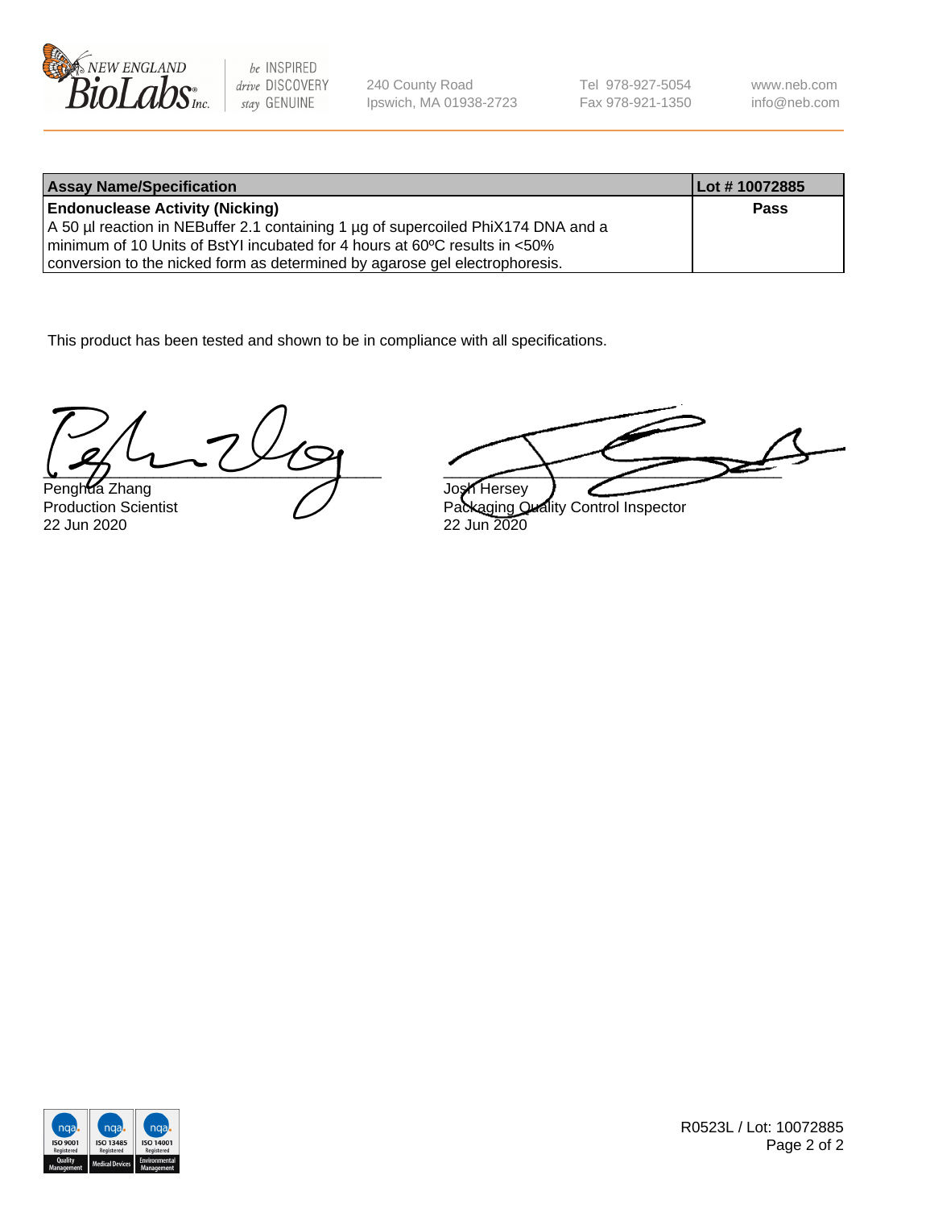| Assay Name/Specification | Lot # 10072885 |
|---|---|
| **Endonuclease Activity (Nicking)**<br>A 50 µl reaction in NEBuffer 2.1 containing 1 µg of supercoiled PhiX174 DNA and a minimum of 10 Units of BstYI incubated for 4 hours at 60ºC results in <50% conversion to the nicked form as determined by agarose gel electrophoresis. | **Pass** |

This product has been tested and shown to be in compliance with all specifications.

Penghua Zhang
Production Scientist
22 Jun 2020

Josh Hersey
Packaging Quality Control Inspector
22 Jun 2020

R0523L / Lot: 10072885